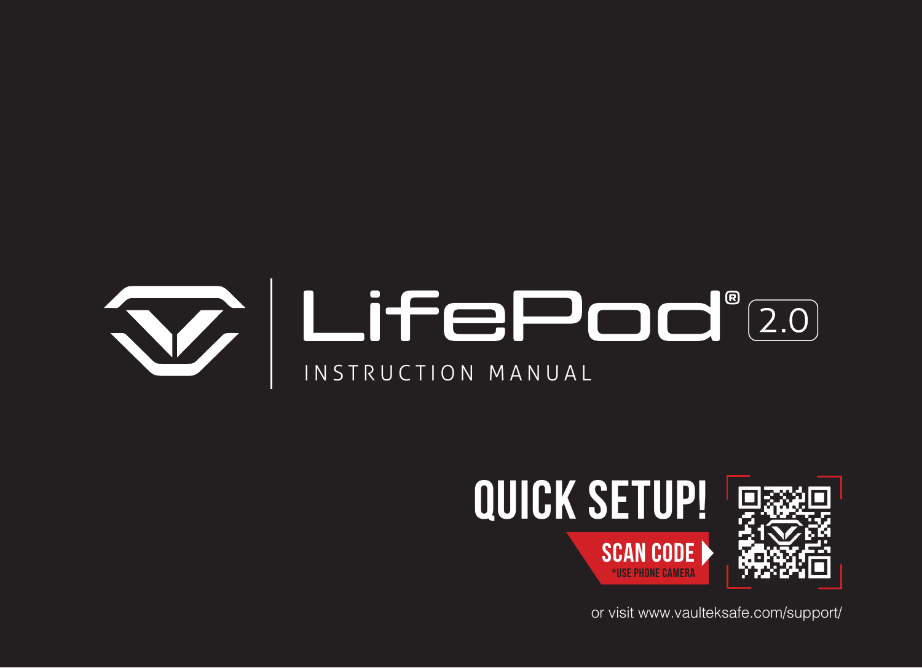# LifePod® 2.0

INSTRUCTION MANUAL

## QUICK SETUP!

SCAN CODE

*USE PHONE CAMERA

or visit www.vaulteksafe.com/support/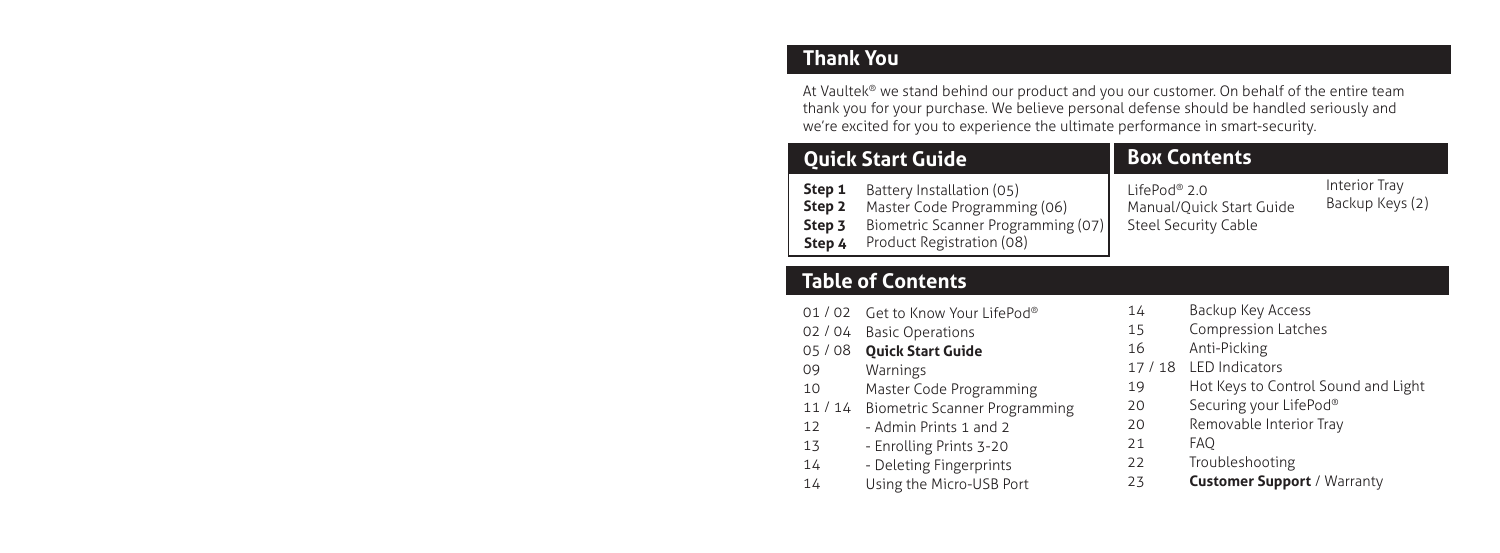## Thank You

At Vaultek® we stand behind our product and you our customer. On behalf of the entire team thank you for your purchase. We believe personal defense should be handled seriously and we're excited for you to experience the ultimate performance in smart-security.

## Quick Start Guide

**Step 1** Battery Installation (05)
**Step 2** Master Code Programming (06)
**Step 3** Biometric Scanner Programming (07)
**Step 4** Product Registration (08)

## Box Contents

- LifePod® 2.0
- Manual/Quick Start Guide
- Steel Security Cable
- Interior Tray
- Backup Keys (2)

## Table of Contents

| | |
|---|---|
| 01 / 02 | Get to Know Your LifePod® |
| 02 / 04 | Basic Operations |
| 05 / 08 | **Quick Start Guide** |
| 09 | Warnings |
| 10 | Master Code Programming |
| 11 / 14 | Biometric Scanner Programming |
| 12 | - Admin Prints 1 and 2 |
| 13 | - Enrolling Prints 3-20 |
| 14 | - Deleting Fingerprints |
| 14 | Using the Micro-USB Port |
| 14 | Backup Key Access |
| 15 | Compression Latches |
| 16 | Anti-Picking |
| 17 / 18 | LED Indicators |
| 19 | Hot Keys to Control Sound and Light |
| 20 | Securing your LifePod® |
| 20 | Removable Interior Tray |
| 21 | FAQ |
| 22 | Troubleshooting |
| 23 | **Customer Support** / Warranty |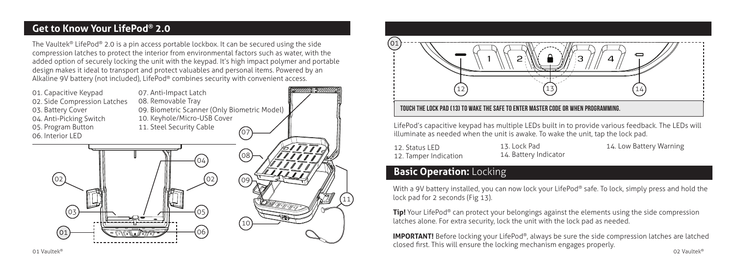## Get to Know Your LifePod® 2.0

The Vaultek® LifePod® 2.0 is a pin access portable lockbox. It can be secured using the side compression latches to protect the interior from environmental factors such as water, with the added option of securely locking the unit with the keypad. It's high impact polymer and portable design makes it ideal to transport and protect valuables and personal items. Powered by an Alkaline 9V battery (not included), LifePod® combines security with convenient access.

01. Capacitive Keypad
02. Side Compression Latches
03. Battery Cover
04. Anti-Picking Switch
05. Program Button
06. Interior LED
07. Anti-Impact Latch
08. Removable Tray
09. Biometric Scanner (Only Biometric Model)
10. Keyhole/Micro-USB Cover
11. Steel Security Cable

**TOUCH THE LOCK PAD (13) TO WAKE THE SAFE TO ENTER MASTER CODE OR WHEN PROGRAMMING.**

LifePod's capacitive keypad has multiple LEDs built in to provide various feedback. The LEDs will illuminate as needed when the unit is awake. To wake the unit, tap the lock pad.

12. Status LED
12. Tamper Indication
13. Lock Pad
14. Battery Indicator
14. Low Battery Warning

## Basic Operation: Locking

With a 9V battery installed, you can now lock your LifePod® safe. To lock, simply press and hold the lock pad for 2 seconds (Fig 13).

**Tip!** Your LifePod® can protect your belongings against the elements using the side compression latches alone. For extra security, lock the unit with the lock pad as needed.

**IMPORTANT!** Before locking your LifePod®, always be sure the side compression latches are latched closed first. This will ensure the locking mechanism engages properly.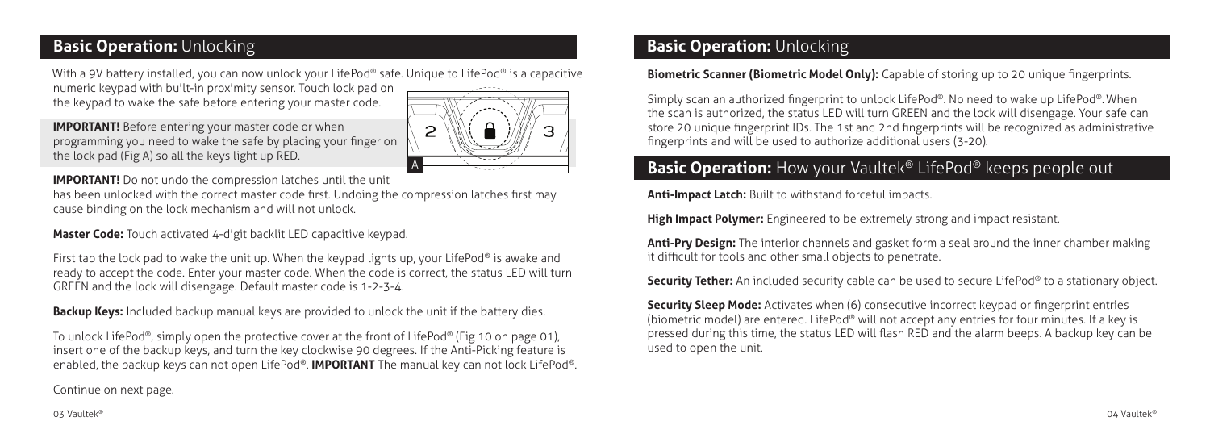## Basic Operation: Unlocking

With a 9V battery installed, you can now unlock your LifePod® safe. Unique to LifePod® is a capacitive numeric keypad with built-in proximity sensor. Touch lock pad on the keypad to wake the safe before entering your master code.

**IMPORTANT!** Before entering your master code or when programming you need to wake the safe by placing your finger on the lock pad (Fig A) so all the keys light up RED.

**IMPORTANT!** Do not undo the compression latches until the unit has been unlocked with the correct master code first. Undoing the compression latches first may cause binding on the lock mechanism and will not unlock.

**Master Code:** Touch activated 4-digit backlit LED capacitive keypad.

First tap the lock pad to wake the unit up. When the keypad lights up, your LifePod® is awake and ready to accept the code. Enter your master code. When the code is correct, the status LED will turn GREEN and the lock will disengage. Default master code is 1-2-3-4.

**Backup Keys:** Included backup manual keys are provided to unlock the unit if the battery dies.

To unlock LifePod®, simply open the protective cover at the front of LifePod® (Fig 10 on page 01), insert one of the backup keys, and turn the key clockwise 90 degrees. If the Anti-Picking feature is enabled, the backup keys can not open LifePod®. **IMPORTANT** The manual key can not lock LifePod®.

Continue on next page.

## Basic Operation: Unlocking

**Biometric Scanner (Biometric Model Only):** Capable of storing up to 20 unique fingerprints.

Simply scan an authorized fingerprint to unlock LifePod®. No need to wake up LifePod®. When the scan is authorized, the status LED will turn GREEN and the lock will disengage. Your safe can store 20 unique fingerprint IDs. The 1st and 2nd fingerprints will be recognized as administrative fingerprints and will be used to authorize additional users (3-20).

## Basic Operation: How your Vaultek® LifePod® keeps people out

**Anti-Impact Latch:** Built to withstand forceful impacts.

**High Impact Polymer:** Engineered to be extremely strong and impact resistant.

**Anti-Pry Design:** The interior channels and gasket form a seal around the inner chamber making it difficult for tools and other small objects to penetrate.

**Security Tether:** An included security cable can be used to secure LifePod® to a stationary object.

**Security Sleep Mode:** Activates when (6) consecutive incorrect keypad or fingerprint entries (biometric model) are entered. LifePod® will not accept any entries for four minutes. If a key is pressed during this time, the status LED will flash RED and the alarm beeps. A backup key can be used to open the unit.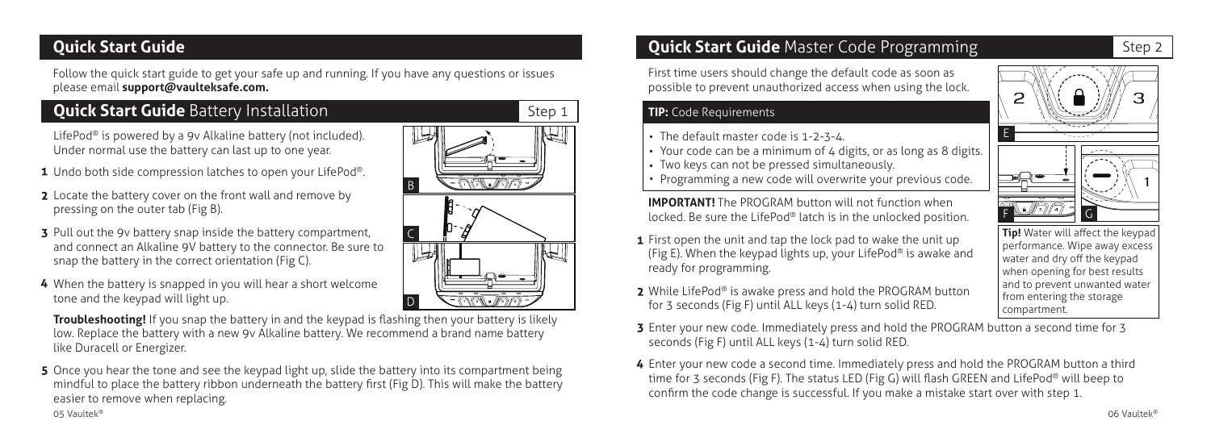## Quick Start Guide

Follow the quick start guide to get your safe up and running. If you have any questions or issues please email **support@vaultteksafe.com.**

### Quick Start Guide Battery Installation

Step 1

LifePod® is powered by a 9v Alkaline battery (not included). Under normal use the battery can last up to one year.

1. Undo both side compression latches to open your LifePod®.
2. Locate the battery cover on the front wall and remove by pressing on the outer tab (Fig B).
3. Pull out the 9v battery snap inside the battery compartment, and connect an Alkaline 9V battery to the connector. Be sure to snap the battery in the correct orientation (Fig C).
4. When the battery is snapped in you will hear a short welcome tone and the keypad will light up.

**Troubleshooting!** If you snap the battery in and the keypad is flashing then your battery is likely low. Replace the battery with a new 9v Alkaline battery. We recommend a brand name battery like Duracell or Energizer.

5. Once you hear the tone and see the keypad light up, slide the battery into its compartment being mindful to place the battery ribbon underneath the battery first (Fig D). This will make the battery easier to remove when replacing.

## Quick Start Guide Master Code Programming

Step 2

First time users should change the default code as soon as possible to prevent unauthorized access when using the lock.

**TIP:** Code Requirements

- The default master code is 1-2-3-4.
- Your code can be a minimum of 4 digits, or as long as 8 digits.
- Two keys can not be pressed simultaneously.
- Programming a new code will overwrite your previous code.

**IMPORTANT!** The PROGRAM button will not function when locked. Be sure the LifePod® latch is in the unlocked position.

1. First open the unit and tap the lock pad to wake the unit up (Fig E). When the keypad lights up, your LifePod® is awake and ready for programming.
2. While LifePod® is awake press and hold the PROGRAM button for 3 seconds (Fig F) until ALL keys (1-4) turn solid RED.
3. Enter your new code. Immediately press and hold the PROGRAM button a second time for 3 seconds (Fig F) until ALL keys (1-4) turn solid RED.
4. Enter your new code a second time. Immediately press and hold the PROGRAM button a third time for 3 seconds (Fig F). The status LED (Fig G) will flash GREEN and LifePod® will beep to confirm the code change is successful. If you make a mistake start over with step 1.

**Tip!** Water will affect the keypad performance. Wipe away excess water and dry off the keypad when opening for best results and to prevent unwanted water from entering the storage compartment.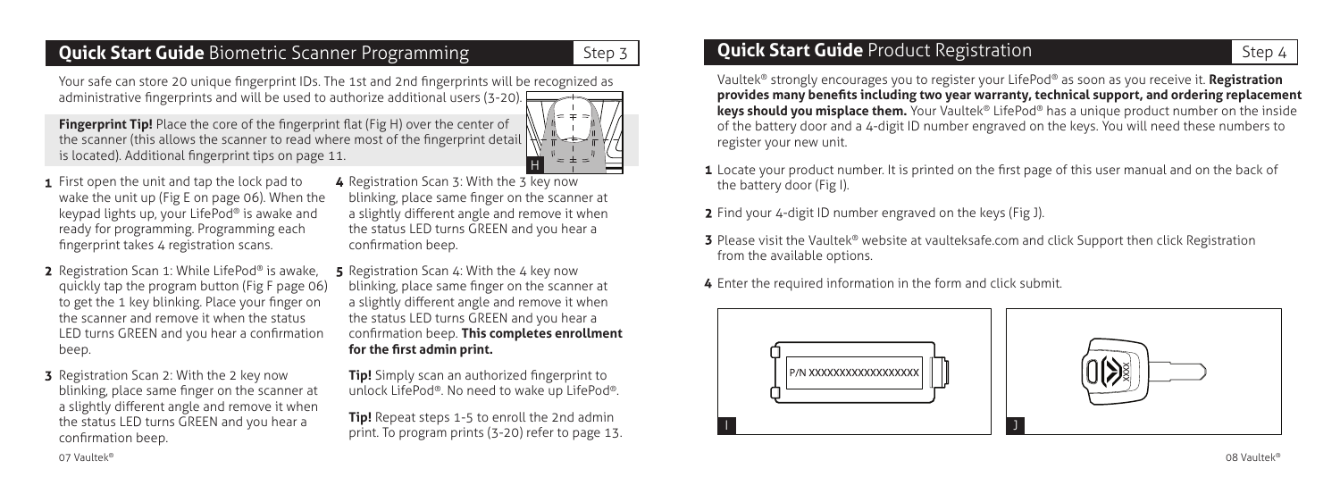## **Quick Start Guide** Biometric Scanner Programming

Step 3

Your safe can store 20 unique fingerprint IDs. The 1st and 2nd fingerprints will be recognized as administrative fingerprints and will be used to authorize additional users (3-20).

**Fingerprint Tip!** Place the core of the fingerprint flat (Fig H) over the center of the scanner (this allows the scanner to read where most of the fingerprint detail is located). Additional fingerprint tips on page 11.

H

1. First open the unit and tap the lock pad to wake the unit up (Fig E on page 06). When the keypad lights up, your LifePod® is awake and ready for programming. Programming each fingerprint takes 4 registration scans.
2. Registration Scan 1: While LifePod® is awake, quickly tap the program button (Fig F page 06) to get the 1 key blinking. Place your finger on the scanner and remove it when the status LED turns GREEN and you hear a confirmation beep.
3. Registration Scan 2: With the 2 key now blinking, place same finger on the scanner at a slightly different angle and remove it when the status LED turns GREEN and you hear a confirmation beep.
4. Registration Scan 3: With the 3 key now blinking, place same finger on the scanner at a slightly different angle and remove it when the status LED turns GREEN and you hear a confirmation beep.
5. Registration Scan 4: With the 4 key now blinking, place same finger on the scanner at a slightly different angle and remove it when the status LED turns GREEN and you hear a confirmation beep. **This completes enrollment for the first admin print.**

**Tip!** Simply scan an authorized fingerprint to unlock LifePod®. No need to wake up LifePod®.

**Tip!** Repeat steps 1-5 to enroll the 2nd admin print. To program prints (3-20) refer to page 13.

## **Quick Start Guide** Product Registration

Step 4

Vaultek® strongly encourages you to register your LifePod® as soon as you receive it. **Registration provides many benefits including two year warranty, technical support, and ordering replacement keys should you misplace them.** Your Vaultek® LifePod® has a unique product number on the inside of the battery door and a 4-digit ID number engraved on the keys. You will need these numbers to register your new unit.

1. Locate your product number. It is printed on the first page of this user manual and on the back of the battery door (Fig I).
2. Find your 4-digit ID number engraved on the keys (Fig J).
3. Please visit the Vaultek® website at vaulteksafe.com and click Support then click Registration from the available options.
4. Enter the required information in the form and click submit.

P/N XXXXXXXXXXXXXXXXXX

I

XXXX

J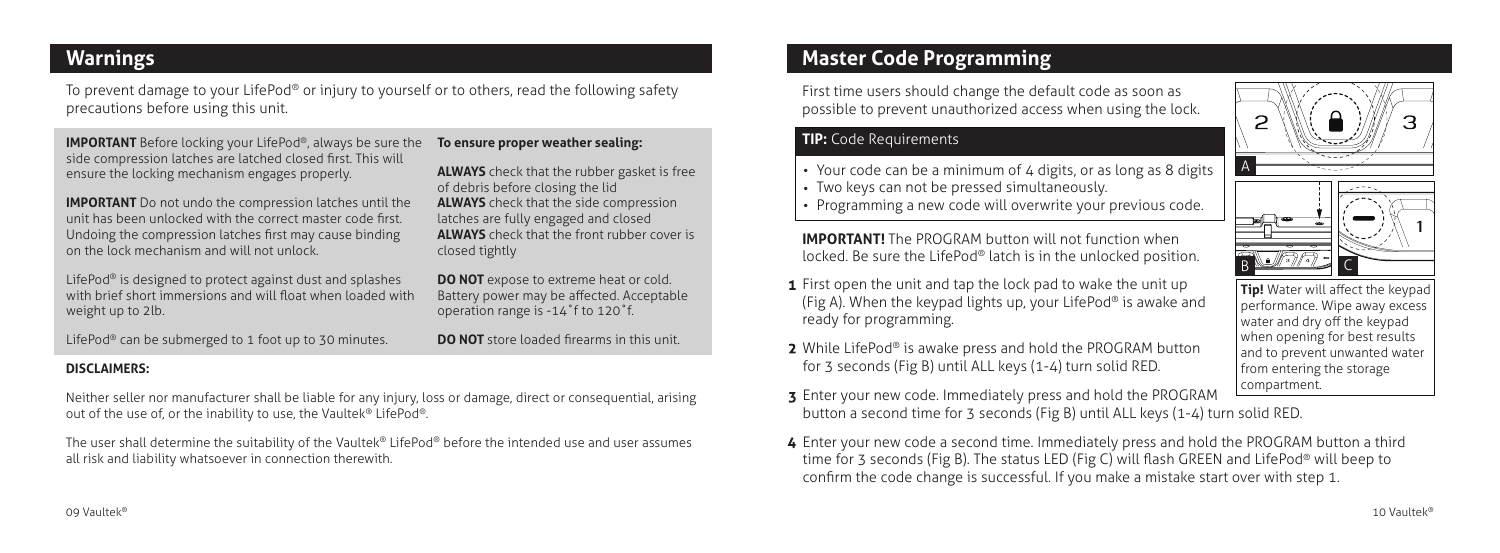## Warnings

To prevent damage to your LifePod® or injury to yourself or to others, read the following safety precautions before using this unit.

**IMPORTANT** Before locking your LifePod®, always be sure the side compression latches are latched closed first. This will ensure the locking mechanism engages properly.

**IMPORTANT** Do not undo the compression latches until the unit has been unlocked with the correct master code first. Undoing the compression latches first may cause binding on the lock mechanism and will not unlock.

LifePod® is designed to protect against dust and splashes with brief short immersions and will float when loaded with weight up to 2lb.

LifePod® can be submerged to 1 foot up to 30 minutes.

**To ensure proper weather sealing:**

**ALWAYS** check that the rubber gasket is free of debris before closing the lid
**ALWAYS** check that the side compression latches are fully engaged and closed
**ALWAYS** check that the front rubber cover is closed tightly

**DO NOT** expose to extreme heat or cold. Battery power may be affected. Acceptable operation range is -14˚f to 120˚f.

**DO NOT** store loaded firearms in this unit.

**DISCLAIMERS:**

Neither seller nor manufacturer shall be liable for any injury, loss or damage, direct or consequential, arising out of the use of, or the inability to use, the Vaultek® LifePod®.

The user shall determine the suitability of the Vaultek® LifePod® before the intended use and user assumes all risk and liability whatsoever in connection therewith.

## Master Code Programming

First time users should change the default code as soon as possible to prevent unauthorized access when using the lock.

**TIP:** Code Requirements

- Your code can be a minimum of 4 digits, or as long as 8 digits
- Two keys can not be pressed simultaneously.
- Programming a new code will overwrite your previous code.

**IMPORTANT!** The PROGRAM button will not function when locked. Be sure the LifePod® latch is in the unlocked position.

**1** First open the unit and tap the lock pad to wake the unit up (Fig A). When the keypad lights up, your LifePod® is awake and ready for programming.

**2** While LifePod® is awake press and hold the PROGRAM button for 3 seconds (Fig B) until ALL keys (1-4) turn solid RED.

**3** Enter your new code. Immediately press and hold the PROGRAM button a second time for 3 seconds (Fig B) until ALL keys (1-4) turn solid RED.

**4** Enter your new code a second time. Immediately press and hold the PROGRAM button a third time for 3 seconds (Fig B). The status LED (Fig C) will flash GREEN and LifePod® will beep to confirm the code change is successful. If you make a mistake start over with step 1.

**Tip!** Water will affect the keypad performance. Wipe away excess water and dry off the keypad when opening for best results and to prevent unwanted water from entering the storage compartment.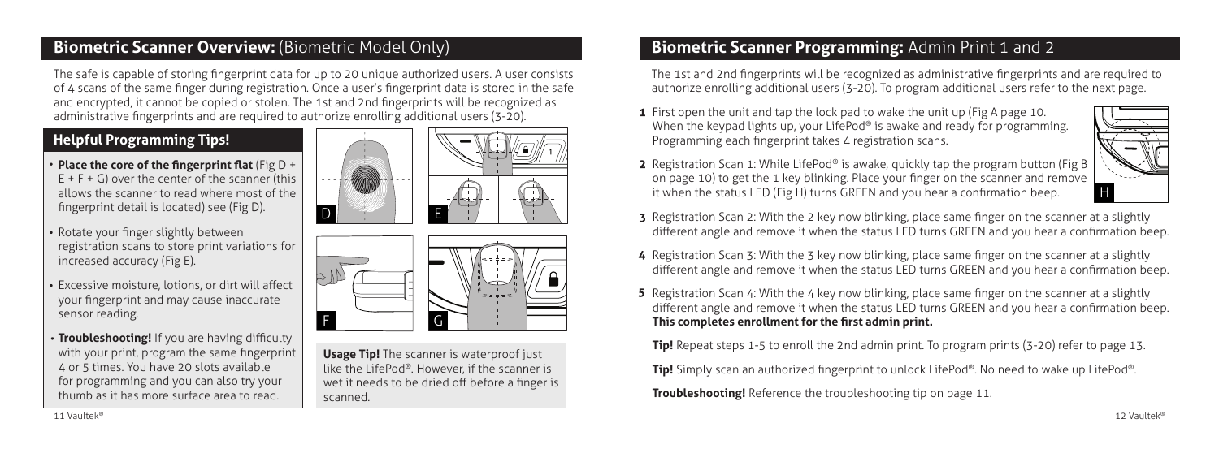## Biometric Scanner Overview: (Biometric Model Only)

The safe is capable of storing fingerprint data for up to 20 unique authorized users. A user consists of 4 scans of the same finger during registration. Once a user's fingerprint data is stored in the safe and encrypted, it cannot be copied or stolen. The 1st and 2nd fingerprints will be recognized as administrative fingerprints and are required to authorize enrolling additional users (3-20).

### Helpful Programming Tips!

- **Place the core of the fingerprint flat** (Fig D + E + F + G) over the center of the scanner (this allows the scanner to read where most of the fingerprint detail is located) see (Fig D).
- Rotate your finger slightly between registration scans to store print variations for increased accuracy (Fig E).
- Excessive moisture, lotions, or dirt will affect your fingerprint and may cause inaccurate sensor reading.
- **Troubleshooting!** If you are having difficulty with your print, program the same fingerprint 4 or 5 times. You have 20 slots available for programming and you can also try your thumb as it has more surface area to read.

D E F G

**Usage Tip!** The scanner is waterproof just like the LifePod®. However, if the scanner is wet it needs to be dried off before a finger is scanned.

## Biometric Scanner Programming: Admin Print 1 and 2

The 1st and 2nd fingerprints will be recognized as administrative fingerprints and are required to authorize enrolling additional users (3-20). To program additional users refer to the next page.

1. First open the unit and tap the lock pad to wake the unit up (Fig A page 10). When the keypad lights up, your LifePod® is awake and ready for programming. Programming each fingerprint takes 4 registration scans.
2. Registration Scan 1: While LifePod® is awake, quickly tap the program button (Fig B on page 10) to get the 1 key blinking. Place your finger on the scanner and remove it when the status LED (Fig H) turns GREEN and you hear a confirmation beep.
3. Registration Scan 2: With the 2 key now blinking, place same finger on the scanner at a slightly different angle and remove it when the status LED turns GREEN and you hear a confirmation beep.
4. Registration Scan 3: With the 3 key now blinking, place same finger on the scanner at a slightly different angle and remove it when the status LED turns GREEN and you hear a confirmation beep.
5. Registration Scan 4: With the 4 key now blinking, place same finger on the scanner at a slightly different angle and remove it when the status LED turns GREEN and you hear a confirmation beep. **This completes enrollment for the first admin print.**

H

**Tip!** Repeat steps 1-5 to enroll the 2nd admin print. To program prints (3-20) refer to page 13.

**Tip!** Simply scan an authorized fingerprint to unlock LifePod®. No need to wake up LifePod®.

**Troubleshooting!** Reference the troubleshooting tip on page 11.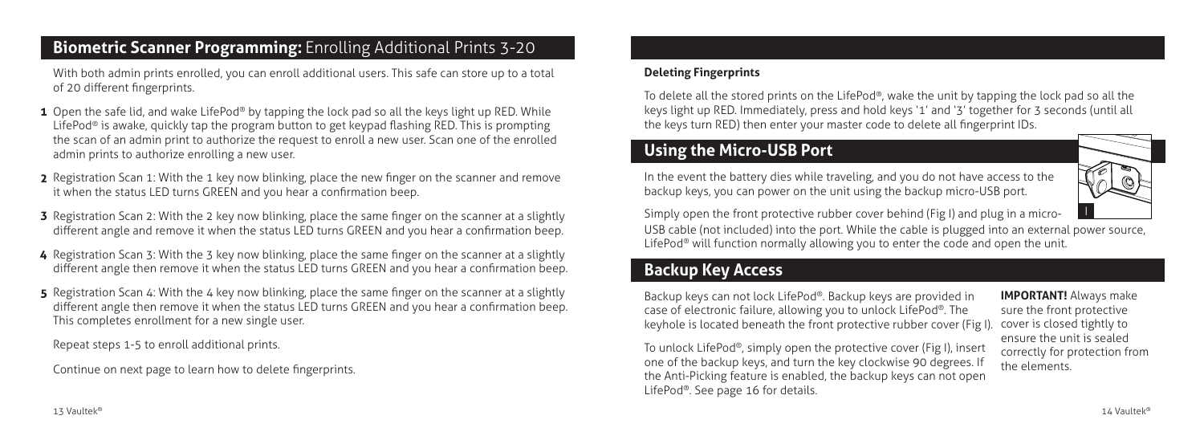## **Biometric Scanner Programming:** Enrolling Additional Prints 3-20

With both admin prints enrolled, you can enroll additional users. This safe can store up to a total of 20 different fingerprints.

1. Open the safe lid, and wake LifePod® by tapping the lock pad so all the keys light up RED. While LifePod® is awake, quickly tap the program button to get keypad flashing RED. This is prompting the scan of an admin print to authorize the request to enroll a new user. Scan one of the enrolled admin prints to authorize enrolling a new user.
2. Registration Scan 1: With the 1 key now blinking, place the new finger on the scanner and remove it when the status LED turns GREEN and you hear a confirmation beep.
3. Registration Scan 2: With the 2 key now blinking, place the same finger on the scanner at a slightly different angle and remove it when the status LED turns GREEN and you hear a confirmation beep.
4. Registration Scan 3: With the 3 key now blinking, place the same finger on the scanner at a slightly different angle then remove it when the status LED turns GREEN and you hear a confirmation beep.
5. Registration Scan 4: With the 4 key now blinking, place the same finger on the scanner at a slightly different angle then remove it when the status LED turns GREEN and you hear a confirmation beep. This completes enrollment for a new single user.

Repeat steps 1-5 to enroll additional prints.

Continue on next page to learn how to delete fingerprints.

### **Deleting Fingerprints**

To delete all the stored prints on the LifePod®, wake the unit by tapping the lock pad so all the keys light up RED. Immediately, press and hold keys '1' and '3' together for 3 seconds (until all the keys turn RED) then enter your master code to delete all fingerprint IDs.

## **Using the Micro-USB Port**

In the event the battery dies while traveling, and you do not have access to the backup keys, you can power on the unit using the backup micro-USB port.

Simply open the front protective rubber cover behind (Fig I) and plug in a micro-USB cable (not included) into the port. While the cable is plugged into an external power source, LifePod® will function normally allowing you to enter the code and open the unit.

## **Backup Key Access**

Backup keys can not lock LifePod®. Backup keys are provided in case of electronic failure, allowing you to unlock LifePod®. The keyhole is located beneath the front protective rubber cover (Fig I).

To unlock LifePod®, simply open the protective cover (Fig I), insert one of the backup keys, and turn the key clockwise 90 degrees. If the Anti-Picking feature is enabled, the backup keys can not open LifePod®. See page 16 for details.

**IMPORTANT!** Always make sure the front protective cover is closed tightly to ensure the unit is sealed correctly for protection from the elements.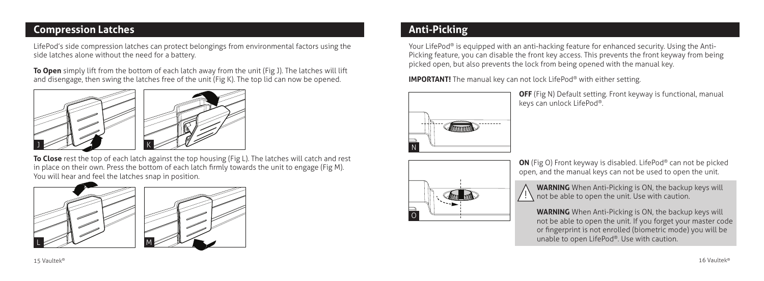## Compression Latches

LifePod's side compression latches can protect belongings from environmental factors using the side latches alone without the need for a battery.

**To Open** simply lift from the bottom of each latch away from the unit (Fig J). The latches will lift and disengage, then swing the latches free of the unit (Fig K). The top lid can now be opened.

J

K

**To Close** rest the top of each latch against the top housing (Fig L). The latches will catch and rest in place on their own. Press the bottom of each latch firmly towards the unit to engage (Fig M). You will hear and feel the latches snap in position.

L

M

## Anti-Picking

Your LifePod® is equipped with an anti-hacking feature for enhanced security. Using the Anti-Picking feature, you can disable the front key access. This prevents the front keyway from being picked open, but also prevents the lock from being opened with the manual key.

**IMPORTANT!** The manual key can not lock LifePod® with either setting.

N

**OFF** (Fig N) Default setting. Front keyway is functional, manual keys can unlock LifePod®.

O

**ON** (Fig O) Front keyway is disabled. LifePod® can not be picked open, and the manual keys can not be used to open the unit.

**WARNING** When Anti-Picking is ON, the backup keys will not be able to open the unit. Use with caution.

**WARNING** When Anti-Picking is ON, the backup keys will not be able to open the unit. If you forget your master code or fingerprint is not enrolled (biometric mode) you will be unable to open LifePod®. Use with caution.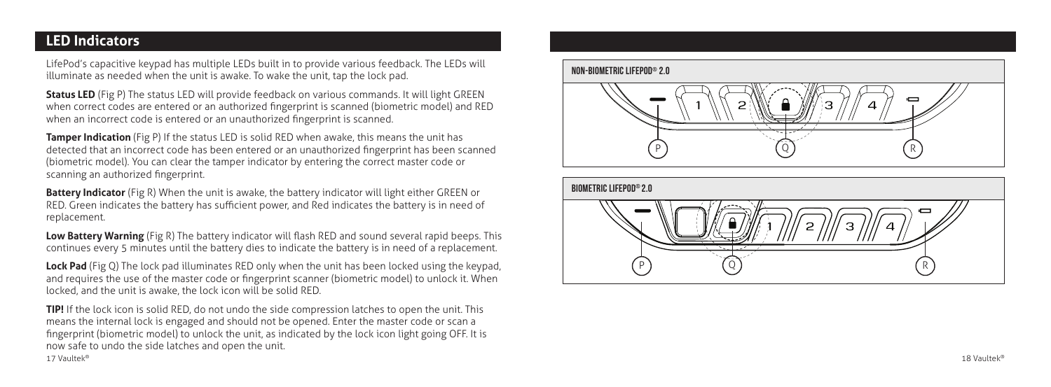## LED Indicators

LifePod's capacitive keypad has multiple LEDs built in to provide various feedback. The LEDs will illuminate as needed when the unit is awake. To wake the unit, tap the lock pad.

**Status LED** (Fig P) The status LED will provide feedback on various commands. It will light GREEN when correct codes are entered or an authorized fingerprint is scanned (biometric model) and RED when an incorrect code is entered or an unauthorized fingerprint is scanned.

**Tamper Indication** (Fig P) If the status LED is solid RED when awake, this means the unit has detected that an incorrect code has been entered or an unauthorized fingerprint has been scanned (biometric model). You can clear the tamper indicator by entering the correct master code or scanning an authorized fingerprint.

**Battery Indicator** (Fig R) When the unit is awake, the battery indicator will light either GREEN or RED. Green indicates the battery has sufficient power, and Red indicates the battery is in need of replacement.

**Low Battery Warning** (Fig R) The battery indicator will flash RED and sound several rapid beeps. This continues every 5 minutes until the battery dies to indicate the battery is in need of a replacement.

**Lock Pad** (Fig Q) The lock pad illuminates RED only when the unit has been locked using the keypad, and requires the use of the master code or fingerprint scanner (biometric model) to unlock it. When locked, and the unit is awake, the lock icon will be solid RED.

**TIP!** If the lock icon is solid RED, do not undo the side compression latches to open the unit. This means the internal lock is engaged and should not be opened. Enter the master code or scan a fingerprint (biometric model) to unlock the unit, as indicated by the lock icon light going OFF. It is now safe to undo the side latches and open the unit.

**NON-BIOMETRIC LIFEPOD® 2.0**

P Q R

**BIOMETRIC LIFEPOD® 2.0**

P Q R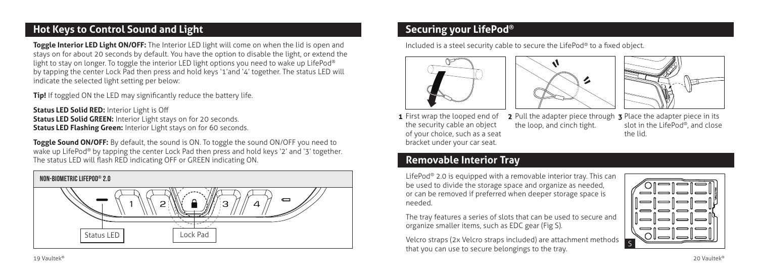## Hot Keys to Control Sound and Light

**Toggle Interior LED Light ON/OFF:** The Interior LED light will come on when the lid is open and stays on for about 20 seconds by default. You have the option to disable the light, or extend the light to stay on longer. To toggle the interior LED light options you need to wake up LifePod® by tapping the center Lock Pad then press and hold keys '1' and '4' together. The status LED will indicate the selected light setting per below:

**Tip!** If toggled ON the LED may significantly reduce the battery life.

**Status LED Solid RED:** Interior Light is Off
**Status LED Solid GREEN:** Interior Light stays on for 20 seconds.
**Status LED Flashing Green:** Interior Light stays on for 60 seconds.

**Toggle Sound ON/OFF:** By default, the sound is ON. To toggle the sound ON/OFF you need to wake up LifePod® by tapping the center Lock Pad then press and hold keys '2' and '3' together. The status LED will flash RED indicating OFF or GREEN indicating ON.

**NON-BIOMETRIC LIFEPOD® 2.0**

Status LED — Lock Pad

## Securing your LifePod®

Included is a steel security cable to secure the LifePod® to a fixed object.

1. First wrap the looped end of the security cable an object of your choice, such as a seat bracket under your car seat.
2. Pull the adapter piece through the loop, and cinch tight.
3. Place the adapter piece in its slot in the LifePod®, and close the lid.

## Removable Interior Tray

LifePod® 2.0 is equipped with a removable interior tray. This can be used to divide the storage space and organize as needed, or can be removed if preferred when deeper storage space is needed.

The tray features a series of slots that can be used to secure and organize smaller items, such as EDC gear (Fig S).

Velcro straps (2x Velcro straps included) are attachment methods that you can use to secure belongings to the tray.

S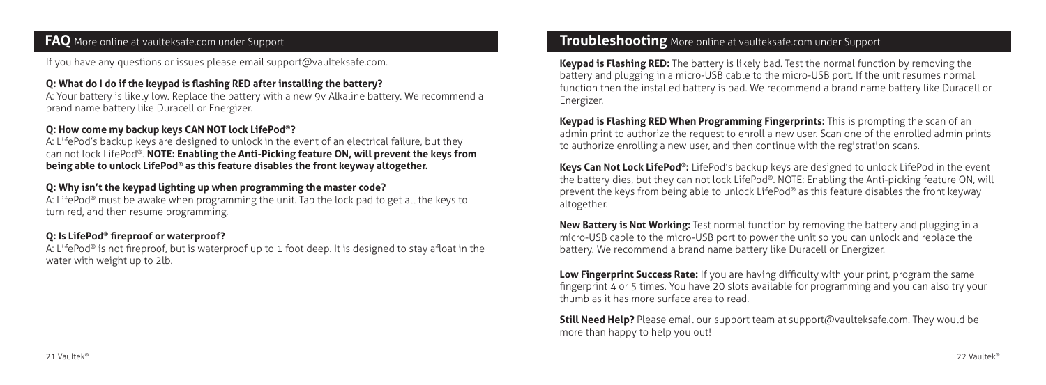## FAQ More online at vaulteksafe.com under Support

If you have any questions or issues please email support@vaulteksafe.com.

**Q: What do I do if the keypad is flashing RED after installing the battery?**

A: Your battery is likely low. Replace the battery with a new 9v Alkaline battery. We recommend a brand name battery like Duracell or Energizer.

**Q: How come my backup keys CAN NOT lock LifePod®?**

A: LifePod's backup keys are designed to unlock in the event of an electrical failure, but they can not lock LifePod®. **NOTE: Enabling the Anti-Picking feature ON, will prevent the keys from being able to unlock LifePod® as this feature disables the front keyway altogether.**

**Q: Why isn't the keypad lighting up when programming the master code?**

A: LifePod® must be awake when programming the unit. Tap the lock pad to get all the keys to turn red, and then resume programming.

**Q: Is LifePod® fireproof or waterproof?**

A: LifePod® is not fireproof, but is waterproof up to 1 foot deep. It is designed to stay afloat in the water with weight up to 2lb.

## Troubleshooting More online at vaulteksafe.com under Support

**Keypad is Flashing RED:** The battery is likely bad. Test the normal function by removing the battery and plugging in a micro-USB cable to the micro-USB port. If the unit resumes normal function then the installed battery is bad. We recommend a brand name battery like Duracell or Energizer.

**Keypad is Flashing RED When Programming Fingerprints:** This is prompting the scan of an admin print to authorize the request to enroll a new user. Scan one of the enrolled admin prints to authorize enrolling a new user, and then continue with the registration scans.

**Keys Can Not Lock LifePod®:** LifePod's backup keys are designed to unlock LifePod in the event the battery dies, but they can not lock LifePod®. NOTE: Enabling the Anti-picking feature ON, will prevent the keys from being able to unlock LifePod® as this feature disables the front keyway altogether.

**New Battery is Not Working:** Test normal function by removing the battery and plugging in a micro-USB cable to the micro-USB port to power the unit so you can unlock and replace the battery. We recommend a brand name battery like Duracell or Energizer.

**Low Fingerprint Success Rate:** If you are having difficulty with your print, program the same fingerprint 4 or 5 times. You have 20 slots available for programming and you can also try your thumb as it has more surface area to read.

**Still Need Help?** Please email our support team at support@vaulteksafe.com. They would be more than happy to help you out!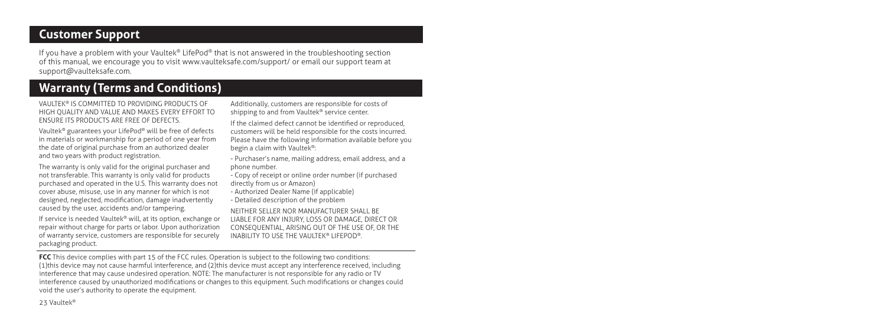## Customer Support

If you have a problem with your Vaultek® LifePod® that is not answered in the troubleshooting section of this manual, we encourage you to visit www.vaulteksafe.com/support/ or email our support team at support@vaulteksafe.com.

## Warranty (Terms and Conditions)

VAULTEK® IS COMMITTED TO PROVIDING PRODUCTS OF HIGH QUALITY AND VALUE AND MAKES EVERY EFFORT TO ENSURE ITS PRODUCTS ARE FREE OF DEFECTS.

Vaultek® guarantees your LifePod® will be free of defects in materials or workmanship for a period of one year from the date of original purchase from an authorized dealer and two years with product registration.

The warranty is only valid for the original purchaser and not transferable. This warranty is only valid for products purchased and operated in the U.S. This warranty does not cover abuse, misuse, use in any manner for which is not designed, neglected, modification, damage inadvertently caused by the user, accidents and/or tampering.

If service is needed Vaultek® will, at its option, exchange or repair without charge for parts or labor. Upon authorization of warranty service, customers are responsible for securely packaging product.

Additionally, customers are responsible for costs of shipping to and from Vaultek® service center.

If the claimed defect cannot be identified or reproduced, customers will be held responsible for the costs incurred. Please have the following information available before you begin a claim with Vaultek®:

- Purchaser's name, mailing address, email address, and a phone number.
- Copy of receipt or online order number (if purchased directly from us or Amazon)
- Authorized Dealer Name (if applicable)
- Detailed description of the problem

NEITHER SELLER NOR MANUFACTURER SHALL BE LIABLE FOR ANY INJURY, LOSS OR DAMAGE, DIRECT OR CONSEQUENTIAL, ARISING OUT OF THE USE OF, OR THE INABILITY TO USE THE VAULTEK® LIFEPOD®.

**FCC** This device complies with part 15 of the FCC rules. Operation is subject to the following two conditions: (1)this device may not cause harmful interference, and (2)this device must accept any interference received, including interference that may cause undesired operation. NOTE: The manufacturer is not responsible for any radio or TV interference caused by unauthorized modifications or changes to this equipment. Such modifications or changes could void the user's authority to operate the equipment.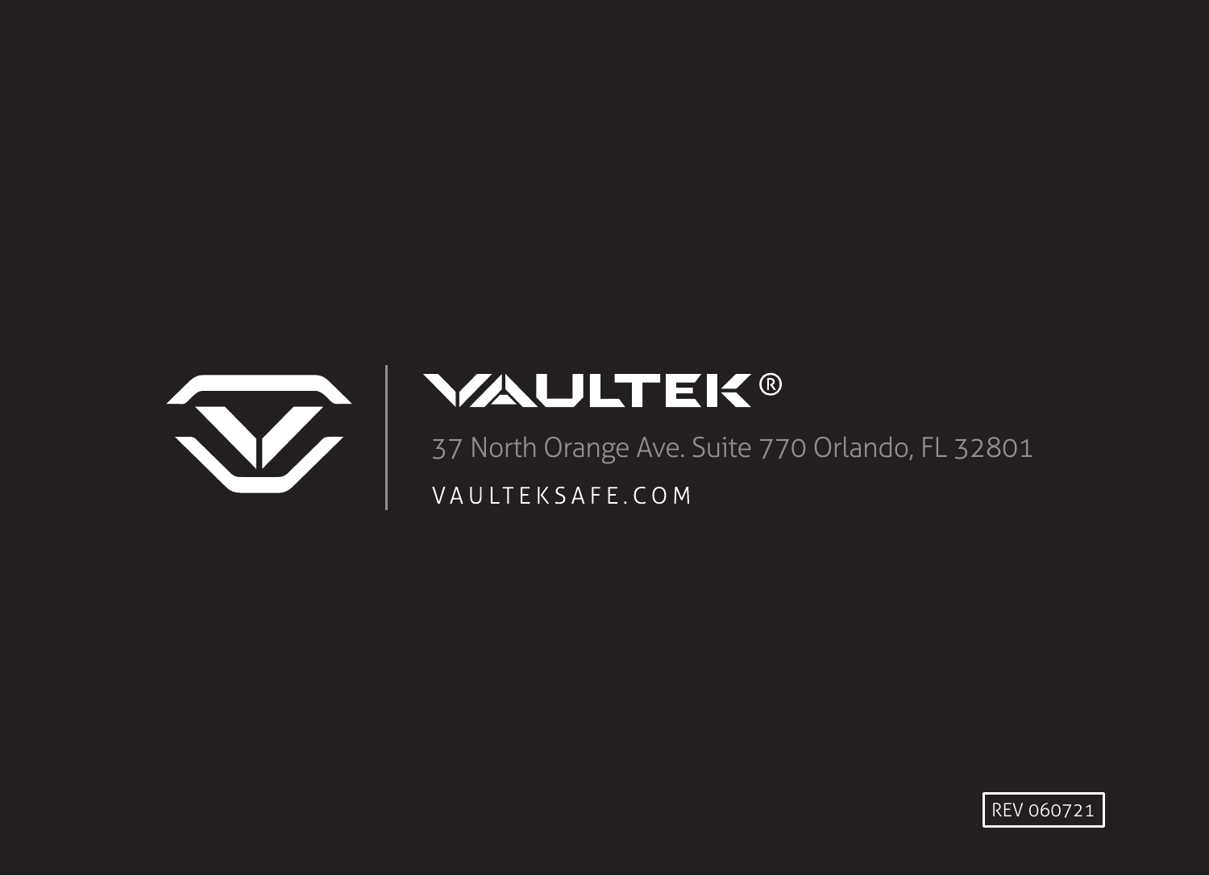VAULTEK®

37 North Orange Ave. Suite 770 Orlando, FL 32801

VAULTEKSAFE.COM

REV 060721